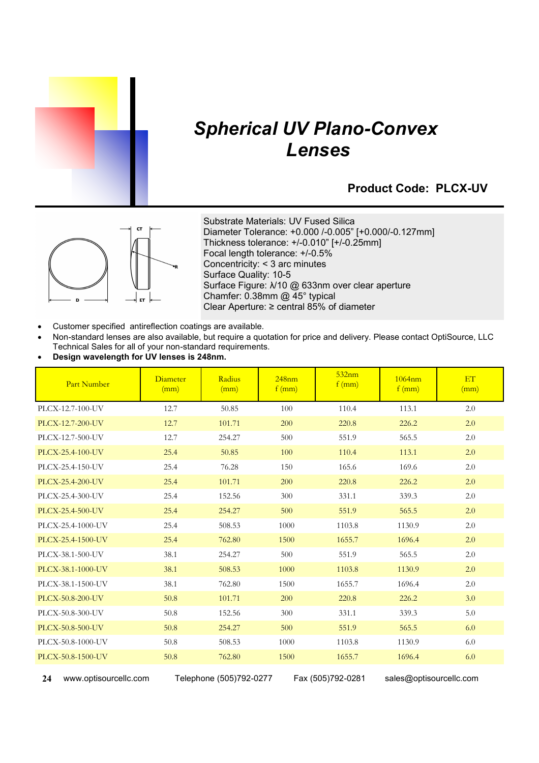# *Spherical UV Plano-Convex Lenses*

## Product Code: PLCX-UV

CT

R

D

ET

Substrate Materials: UV Fused Silica
Diameter Tolerance: +0.000 /-0.005" [+0.000/-0.127mm]
Thickness tolerance: +/-0.010" [+/-0.25mm]
Focal length tolerance: +/-0.5%
Concentricity: < 3 arc minutes
Surface Quality: 10-5
Surface Figure: λ/10 @ 633nm over clear aperture
Chamfer: 0.38mm @ 45° typical
Clear Aperture: ≥ central 85% of diameter

- Customer specified antireflection coatings are available.
- Non-standard lenses are also available, but require a quotation for price and delivery. Please contact OptiSource, LLC Technical Sales for all of your non-standard requirements.
- **Design wavelength for UV lenses is 248nm.**

| Part Number | Diameter (mm) | Radius (mm) | 248nm f (mm) | 532nm f (mm) | 1064nm f (mm) | ET (mm) |
|---|---|---|---|---|---|---|
| PLCX-12.7-100-UV | 12.7 | 50.85 | 100 | 110.4 | 113.1 | 2.0 |
| PLCX-12.7-200-UV | 12.7 | 101.71 | 200 | 220.8 | 226.2 | 2.0 |
| PLCX-12.7-500-UV | 12.7 | 254.27 | 500 | 551.9 | 565.5 | 2.0 |
| PLCX-25.4-100-UV | 25.4 | 50.85 | 100 | 110.4 | 113.1 | 2.0 |
| PLCX-25.4-150-UV | 25.4 | 76.28 | 150 | 165.6 | 169.6 | 2.0 |
| PLCX-25.4-200-UV | 25.4 | 101.71 | 200 | 220.8 | 226.2 | 2.0 |
| PLCX-25.4-300-UV | 25.4 | 152.56 | 300 | 331.1 | 339.3 | 2.0 |
| PLCX-25.4-500-UV | 25.4 | 254.27 | 500 | 551.9 | 565.5 | 2.0 |
| PLCX-25.4-1000-UV | 25.4 | 508.53 | 1000 | 1103.8 | 1130.9 | 2.0 |
| PLCX-25.4-1500-UV | 25.4 | 762.80 | 1500 | 1655.7 | 1696.4 | 2.0 |
| PLCX-38.1-500-UV | 38.1 | 254.27 | 500 | 551.9 | 565.5 | 2.0 |
| PLCX-38.1-1000-UV | 38.1 | 508.53 | 1000 | 1103.8 | 1130.9 | 2.0 |
| PLCX-38.1-1500-UV | 38.1 | 762.80 | 1500 | 1655.7 | 1696.4 | 2.0 |
| PLCX-50.8-200-UV | 50.8 | 101.71 | 200 | 220.8 | 226.2 | 3.0 |
| PLCX-50.8-300-UV | 50.8 | 152.56 | 300 | 331.1 | 339.3 | 5.0 |
| PLCX-50.8-500-UV | 50.8 | 254.27 | 500 | 551.9 | 565.5 | 6.0 |
| PLCX-50.8-1000-UV | 50.8 | 508.53 | 1000 | 1103.8 | 1130.9 | 6.0 |
| PLCX-50.8-1500-UV | 50.8 | 762.80 | 1500 | 1655.7 | 1696.4 | 6.0 |

www.optisourcellc.com Telephone (505)792-0277 Fax (505)792-0281 sales@optisourcellc.com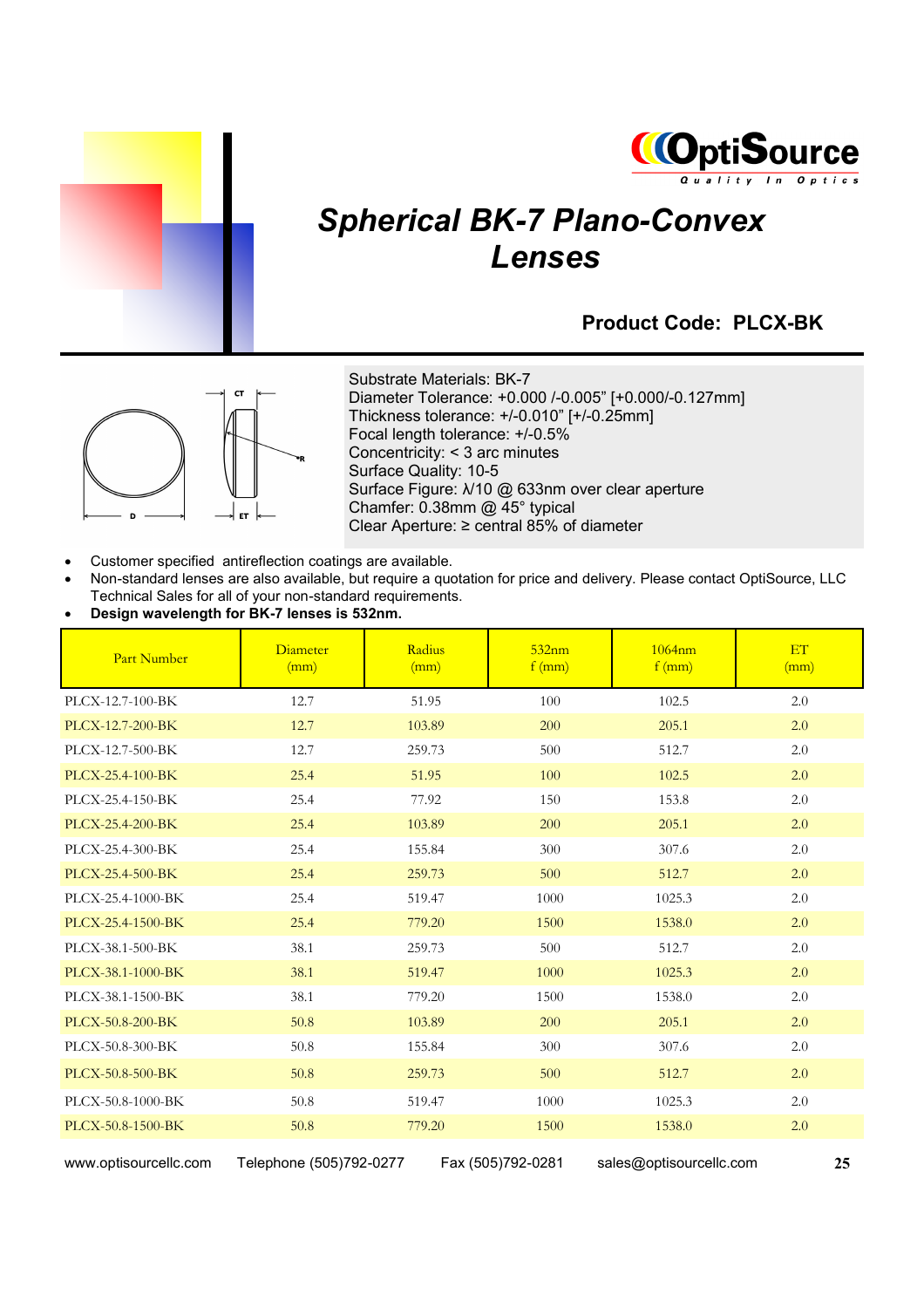# Spherical BK-7 Plano-Convex Lenses

## Product Code: PLCX-BK

CT

R

D

ET

Substrate Materials: BK-7
Diameter Tolerance: +0.000 /-0.005" [+0.000/-0.127mm]
Thickness tolerance: +/-0.010" [+/-0.25mm]
Focal length tolerance: +/-0.5%
Concentricity: < 3 arc minutes
Surface Quality: 10-5
Surface Figure: λ/10 @ 633nm over clear aperture
Chamfer: 0.38mm @ 45° typical
Clear Aperture: ≥ central 85% of diameter

- Customer specified antireflection coatings are available.
- Non-standard lenses are also available, but require a quotation for price and delivery. Please contact OptiSource, LLC Technical Sales for all of your non-standard requirements.
- **Design wavelength for BK-7 lenses is 532nm.**

| Part Number | Diameter (mm) | Radius (mm) | 532nm f (mm) | 1064nm f (mm) | ET (mm) |
|---|---|---|---|---|---|
| PLCX-12.7-100-BK | 12.7 | 51.95 | 100 | 102.5 | 2.0 |
| PLCX-12.7-200-BK | 12.7 | 103.89 | 200 | 205.1 | 2.0 |
| PLCX-12.7-500-BK | 12.7 | 259.73 | 500 | 512.7 | 2.0 |
| PLCX-25.4-100-BK | 25.4 | 51.95 | 100 | 102.5 | 2.0 |
| PLCX-25.4-150-BK | 25.4 | 77.92 | 150 | 153.8 | 2.0 |
| PLCX-25.4-200-BK | 25.4 | 103.89 | 200 | 205.1 | 2.0 |
| PLCX-25.4-300-BK | 25.4 | 155.84 | 300 | 307.6 | 2.0 |
| PLCX-25.4-500-BK | 25.4 | 259.73 | 500 | 512.7 | 2.0 |
| PLCX-25.4-1000-BK | 25.4 | 519.47 | 1000 | 1025.3 | 2.0 |
| PLCX-25.4-1500-BK | 25.4 | 779.20 | 1500 | 1538.0 | 2.0 |
| PLCX-38.1-500-BK | 38.1 | 259.73 | 500 | 512.7 | 2.0 |
| PLCX-38.1-1000-BK | 38.1 | 519.47 | 1000 | 1025.3 | 2.0 |
| PLCX-38.1-1500-BK | 38.1 | 779.20 | 1500 | 1538.0 | 2.0 |
| PLCX-50.8-200-BK | 50.8 | 103.89 | 200 | 205.1 | 2.0 |
| PLCX-50.8-300-BK | 50.8 | 155.84 | 300 | 307.6 | 2.0 |
| PLCX-50.8-500-BK | 50.8 | 259.73 | 500 | 512.7 | 2.0 |
| PLCX-50.8-1000-BK | 50.8 | 519.47 | 1000 | 1025.3 | 2.0 |
| PLCX-50.8-1500-BK | 50.8 | 779.20 | 1500 | 1538.0 | 2.0 |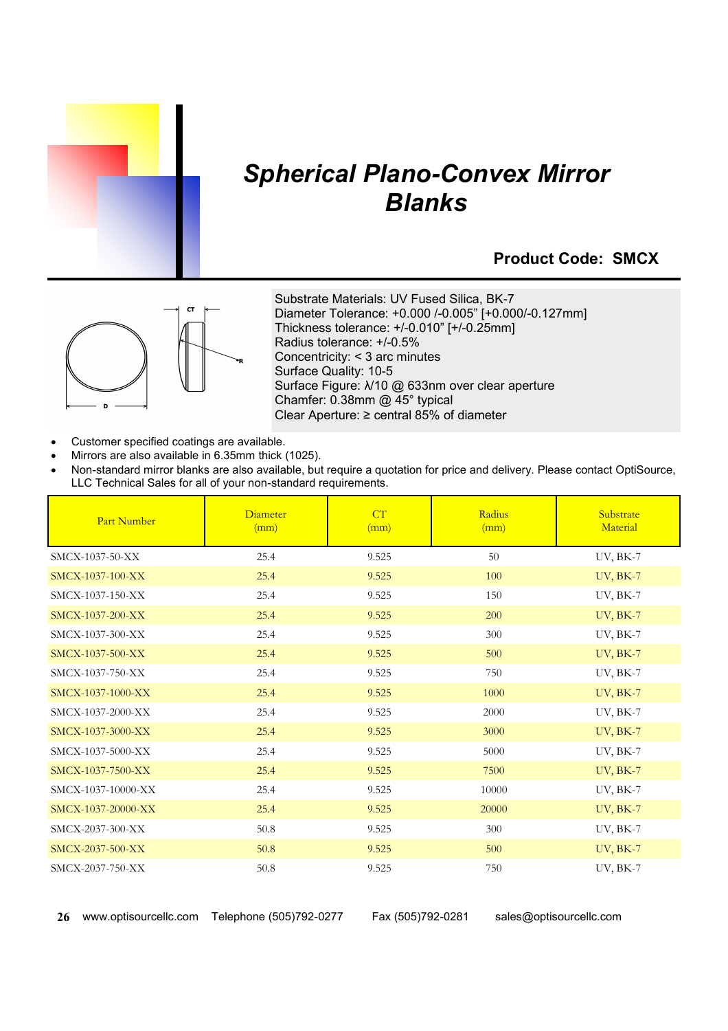# Spherical Plano-Convex Mirror Blanks

**Product Code: SMCX**

Substrate Materials: UV Fused Silica, BK-7
Diameter Tolerance: +0.000 /-0.005" [+0.000/-0.127mm]
Thickness tolerance: +/-0.010" [+/-0.25mm]
Radius tolerance: +/-0.5%
Concentricity: < 3 arc minutes
Surface Quality: 10-5
Surface Figure: λ/10 @ 633nm over clear aperture
Chamfer: 0.38mm @ 45° typical
Clear Aperture: ≥ central 85% of diameter

- Customer specified coatings are available.
- Mirrors are also available in 6.35mm thick (1025).
- Non-standard mirror blanks are also available, but require a quotation for price and delivery. Please contact OptiSource, LLC Technical Sales for all of your non-standard requirements.

| Part Number | Diameter (mm) | CT (mm) | Radius (mm) | Substrate Material |
|---|---|---|---|---|
| SMCX-1037-50-XX | 25.4 | 9.525 | 50 | UV, BK-7 |
| SMCX-1037-100-XX | 25.4 | 9.525 | 100 | UV, BK-7 |
| SMCX-1037-150-XX | 25.4 | 9.525 | 150 | UV, BK-7 |
| SMCX-1037-200-XX | 25.4 | 9.525 | 200 | UV, BK-7 |
| SMCX-1037-300-XX | 25.4 | 9.525 | 300 | UV, BK-7 |
| SMCX-1037-500-XX | 25.4 | 9.525 | 500 | UV, BK-7 |
| SMCX-1037-750-XX | 25.4 | 9.525 | 750 | UV, BK-7 |
| SMCX-1037-1000-XX | 25.4 | 9.525 | 1000 | UV, BK-7 |
| SMCX-1037-2000-XX | 25.4 | 9.525 | 2000 | UV, BK-7 |
| SMCX-1037-3000-XX | 25.4 | 9.525 | 3000 | UV, BK-7 |
| SMCX-1037-5000-XX | 25.4 | 9.525 | 5000 | UV, BK-7 |
| SMCX-1037-7500-XX | 25.4 | 9.525 | 7500 | UV, BK-7 |
| SMCX-1037-10000-XX | 25.4 | 9.525 | 10000 | UV, BK-7 |
| SMCX-1037-20000-XX | 25.4 | 9.525 | 20000 | UV, BK-7 |
| SMCX-2037-300-XX | 50.8 | 9.525 | 300 | UV, BK-7 |
| SMCX-2037-500-XX | 50.8 | 9.525 | 500 | UV, BK-7 |
| SMCX-2037-750-XX | 50.8 | 9.525 | 750 | UV, BK-7 |

www.optisourcellc.com Telephone (505)792-0277 Fax (505)792-0281 sales@optisourcellc.com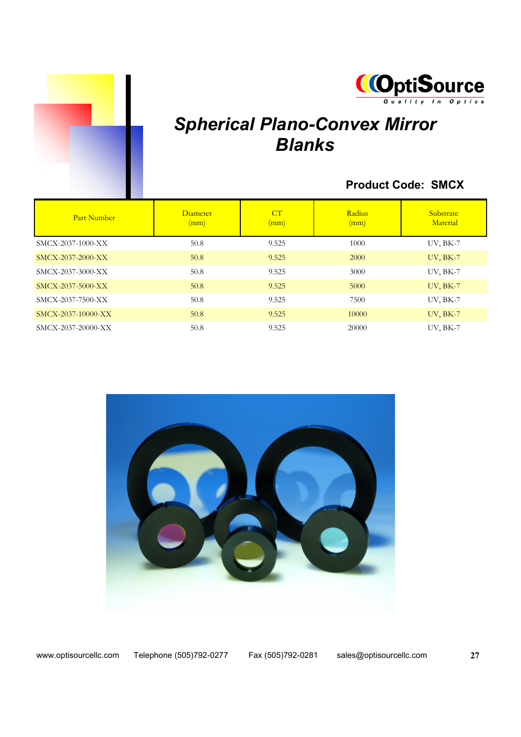OptiSource

Quality In Optics

# Spherical Plano-Convex Mirror Blanks

**Product Code: SMCX**

| Part Number | Diameter (mm) | CT (mm) | Radius (mm) | Substrate Material |
|---|---|---|---|---|
| SMCX-2037-1000-XX | 50.8 | 9.525 | 1000 | UV, BK-7 |
| SMCX-2037-2000-XX | 50.8 | 9.525 | 2000 | UV, BK-7 |
| SMCX-2037-3000-XX | 50.8 | 9.525 | 3000 | UV, BK-7 |
| SMCX-2037-5000-XX | 50.8 | 9.525 | 5000 | UV, BK-7 |
| SMCX-2037-7500-XX | 50.8 | 9.525 | 7500 | UV, BK-7 |
| SMCX-2037-10000-XX | 50.8 | 9.525 | 10000 | UV, BK-7 |
| SMCX-2037-20000-XX | 50.8 | 9.525 | 20000 | UV, BK-7 |

www.optisourcellc.com Telephone (505)792-0277 Fax (505)792-0281 sales@optisourcellc.com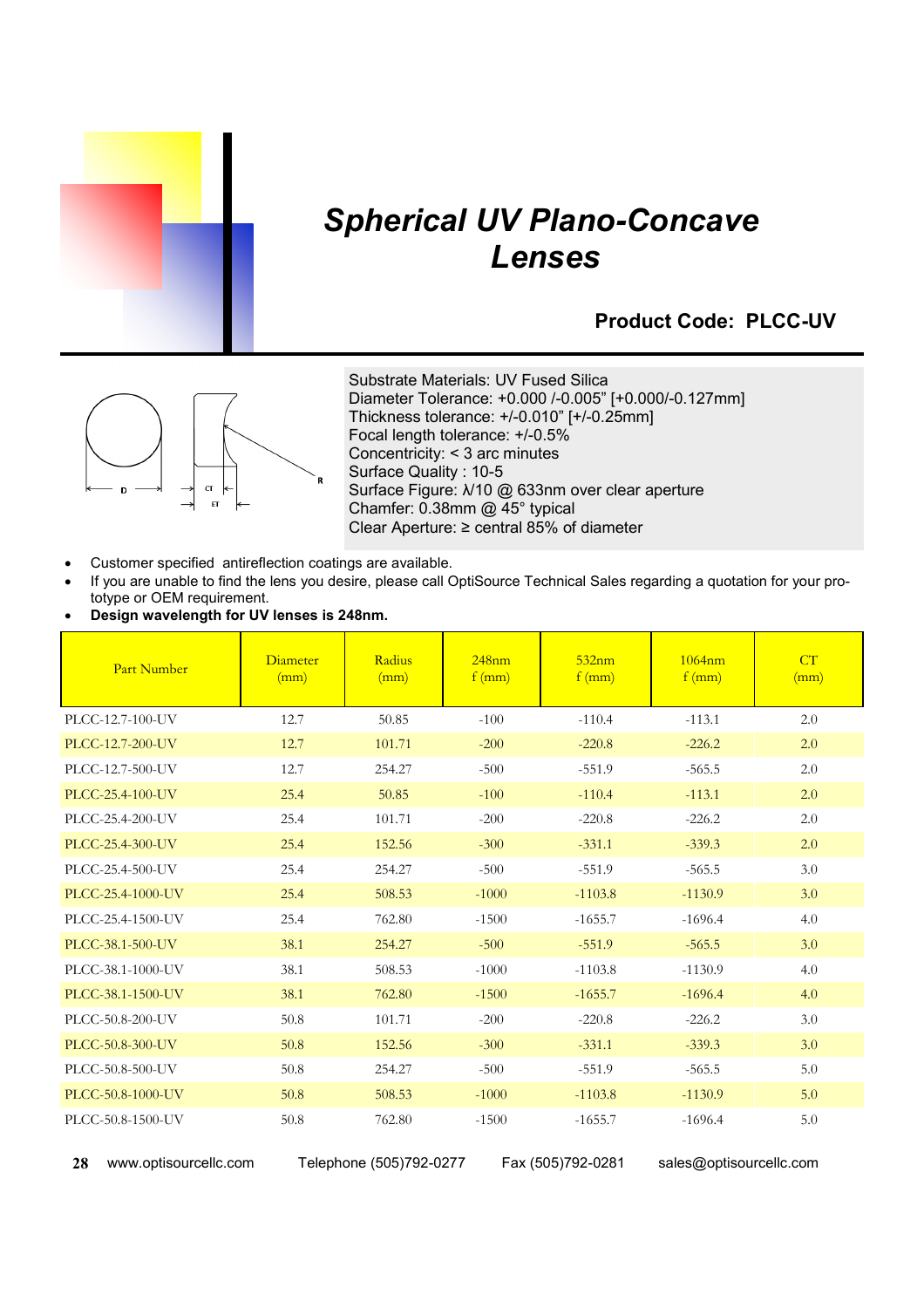# *Spherical UV Plano-Concave Lenses*

## Product Code: PLCC-UV

D

CT

ET

R

Substrate Materials: UV Fused Silica
Diameter Tolerance: +0.000 /-0.005" [+0.000/-0.127mm]
Thickness tolerance: +/-0.010" [+/-0.25mm]
Focal length tolerance: +/-0.5%
Concentricity: < 3 arc minutes
Surface Quality : 10-5
Surface Figure: λ/10 @ 633nm over clear aperture
Chamfer: 0.38mm @ 45° typical
Clear Aperture: ≥ central 85% of diameter

- Customer specified antireflection coatings are available.
- If you are unable to find the lens you desire, please call OptiSource Technical Sales regarding a quotation for your prototype or OEM requirement.
- **Design wavelength for UV lenses is 248nm.**

| Part Number | Diameter (mm) | Radius (mm) | 248nm f (mm) | 532nm f (mm) | 1064nm f (mm) | CT (mm) |
|---|---|---|---|---|---|---|
| PLCC-12.7-100-UV | 12.7 | 50.85 | -100 | -110.4 | -113.1 | 2.0 |
| PLCC-12.7-200-UV | 12.7 | 101.71 | -200 | -220.8 | -226.2 | 2.0 |
| PLCC-12.7-500-UV | 12.7 | 254.27 | -500 | -551.9 | -565.5 | 2.0 |
| PLCC-25.4-100-UV | 25.4 | 50.85 | -100 | -110.4 | -113.1 | 2.0 |
| PLCC-25.4-200-UV | 25.4 | 101.71 | -200 | -220.8 | -226.2 | 2.0 |
| PLCC-25.4-300-UV | 25.4 | 152.56 | -300 | -331.1 | -339.3 | 2.0 |
| PLCC-25.4-500-UV | 25.4 | 254.27 | -500 | -551.9 | -565.5 | 3.0 |
| PLCC-25.4-1000-UV | 25.4 | 508.53 | -1000 | -1103.8 | -1130.9 | 3.0 |
| PLCC-25.4-1500-UV | 25.4 | 762.80 | -1500 | -1655.7 | -1696.4 | 4.0 |
| PLCC-38.1-500-UV | 38.1 | 254.27 | -500 | -551.9 | -565.5 | 3.0 |
| PLCC-38.1-1000-UV | 38.1 | 508.53 | -1000 | -1103.8 | -1130.9 | 4.0 |
| PLCC-38.1-1500-UV | 38.1 | 762.80 | -1500 | -1655.7 | -1696.4 | 4.0 |
| PLCC-50.8-200-UV | 50.8 | 101.71 | -200 | -220.8 | -226.2 | 3.0 |
| PLCC-50.8-300-UV | 50.8 | 152.56 | -300 | -331.1 | -339.3 | 3.0 |
| PLCC-50.8-500-UV | 50.8 | 254.27 | -500 | -551.9 | -565.5 | 5.0 |
| PLCC-50.8-1000-UV | 50.8 | 508.53 | -1000 | -1103.8 | -1130.9 | 5.0 |
| PLCC-50.8-1500-UV | 50.8 | 762.80 | -1500 | -1655.7 | -1696.4 | 5.0 |

www.optisourcellc.com Telephone (505)792-0277 Fax (505)792-0281 sales@optisourcellc.com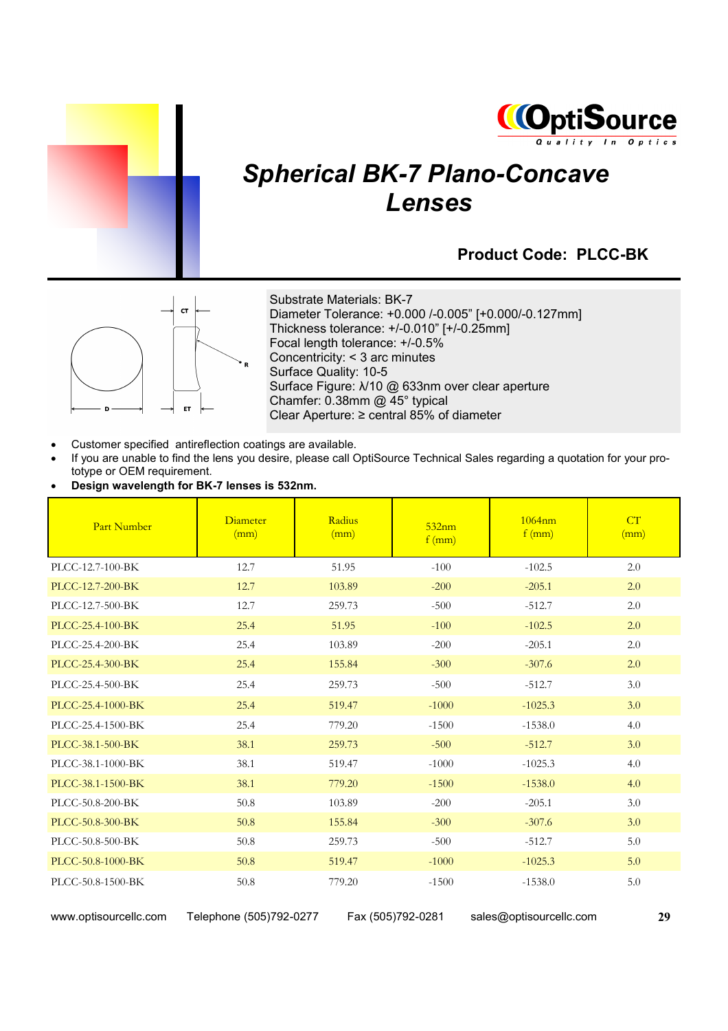OptiSource

Quality In Optics

# *Spherical BK-7 Plano-Concave Lenses*

## Product Code: PLCC-BK

CT

R

D

ET

Substrate Materials: BK-7
Diameter Tolerance: +0.000 /-0.005" [+0.000/-0.127mm]
Thickness tolerance: +/-0.010" [+/-0.25mm]
Focal length tolerance: +/-0.5%
Concentricity: < 3 arc minutes
Surface Quality: 10-5
Surface Figure: λ/10 @ 633nm over clear aperture
Chamfer: 0.38mm @ 45° typical
Clear Aperture: ≥ central 85% of diameter

- Customer specified antireflection coatings are available.
- If you are unable to find the lens you desire, please call OptiSource Technical Sales regarding a quotation for your prototype or OEM requirement.
- **Design wavelength for BK-7 lenses is 532nm.**

| Part Number | Diameter (mm) | Radius (mm) | 532nm f (mm) | 1064nm f (mm) | CT (mm) |
|---|---|---|---|---|---|
| PLCC-12.7-100-BK | 12.7 | 51.95 | -100 | -102.5 | 2.0 |
| PLCC-12.7-200-BK | 12.7 | 103.89 | -200 | -205.1 | 2.0 |
| PLCC-12.7-500-BK | 12.7 | 259.73 | -500 | -512.7 | 2.0 |
| PLCC-25.4-100-BK | 25.4 | 51.95 | -100 | -102.5 | 2.0 |
| PLCC-25.4-200-BK | 25.4 | 103.89 | -200 | -205.1 | 2.0 |
| PLCC-25.4-300-BK | 25.4 | 155.84 | -300 | -307.6 | 2.0 |
| PLCC-25.4-500-BK | 25.4 | 259.73 | -500 | -512.7 | 3.0 |
| PLCC-25.4-1000-BK | 25.4 | 519.47 | -1000 | -1025.3 | 3.0 |
| PLCC-25.4-1500-BK | 25.4 | 779.20 | -1500 | -1538.0 | 4.0 |
| PLCC-38.1-500-BK | 38.1 | 259.73 | -500 | -512.7 | 3.0 |
| PLCC-38.1-1000-BK | 38.1 | 519.47 | -1000 | -1025.3 | 4.0 |
| PLCC-38.1-1500-BK | 38.1 | 779.20 | -1500 | -1538.0 | 4.0 |
| PLCC-50.8-200-BK | 50.8 | 103.89 | -200 | -205.1 | 3.0 |
| PLCC-50.8-300-BK | 50.8 | 155.84 | -300 | -307.6 | 3.0 |
| PLCC-50.8-500-BK | 50.8 | 259.73 | -500 | -512.7 | 5.0 |
| PLCC-50.8-1000-BK | 50.8 | 519.47 | -1000 | -1025.3 | 5.0 |
| PLCC-50.8-1500-BK | 50.8 | 779.20 | -1500 | -1538.0 | 5.0 |

www.optisourcellc.com Telephone (505)792-0277 Fax (505)792-0281 sales@optisourcellc.com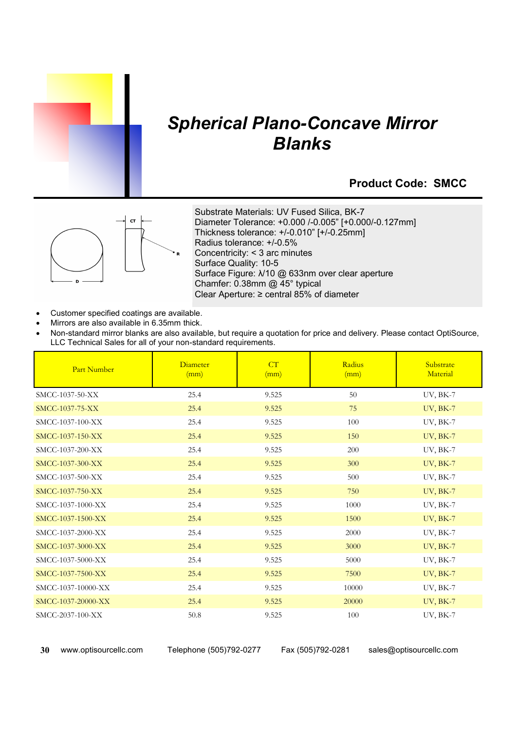# *Spherical Plano-Concave Mirror Blanks*

**Product Code: SMCC**

CT

R

D

Substrate Materials: UV Fused Silica, BK-7
Diameter Tolerance: +0.000 /-0.005" [+0.000/-0.127mm]
Thickness tolerance: +/-0.010" [+/-0.25mm]
Radius tolerance: +/-0.5%
Concentricity: < 3 arc minutes
Surface Quality: 10-5
Surface Figure: λ/10 @ 633nm over clear aperture
Chamfer: 0.38mm @ 45° typical
Clear Aperture: ≥ central 85% of diameter

- Customer specified coatings are available.
- Mirrors are also available in 6.35mm thick.
- Non-standard mirror blanks are also available, but require a quotation for price and delivery. Please contact OptiSource, LLC Technical Sales for all of your non-standard requirements.

| Part Number | Diameter (mm) | CT (mm) | Radius (mm) | Substrate Material |
|---|---|---|---|---|
| SMCC-1037-50-XX | 25.4 | 9.525 | 50 | UV, BK-7 |
| SMCC-1037-75-XX | 25.4 | 9.525 | 75 | UV, BK-7 |
| SMCC-1037-100-XX | 25.4 | 9.525 | 100 | UV, BK-7 |
| SMCC-1037-150-XX | 25.4 | 9.525 | 150 | UV, BK-7 |
| SMCC-1037-200-XX | 25.4 | 9.525 | 200 | UV, BK-7 |
| SMCC-1037-300-XX | 25.4 | 9.525 | 300 | UV, BK-7 |
| SMCC-1037-500-XX | 25.4 | 9.525 | 500 | UV, BK-7 |
| SMCC-1037-750-XX | 25.4 | 9.525 | 750 | UV, BK-7 |
| SMCC-1037-1000-XX | 25.4 | 9.525 | 1000 | UV, BK-7 |
| SMCC-1037-1500-XX | 25.4 | 9.525 | 1500 | UV, BK-7 |
| SMCC-1037-2000-XX | 25.4 | 9.525 | 2000 | UV, BK-7 |
| SMCC-1037-3000-XX | 25.4 | 9.525 | 3000 | UV, BK-7 |
| SMCC-1037-5000-XX | 25.4 | 9.525 | 5000 | UV, BK-7 |
| SMCC-1037-7500-XX | 25.4 | 9.525 | 7500 | UV, BK-7 |
| SMCC-1037-10000-XX | 25.4 | 9.525 | 10000 | UV, BK-7 |
| SMCC-1037-20000-XX | 25.4 | 9.525 | 20000 | UV, BK-7 |
| SMCC-2037-100-XX | 50.8 | 9.525 | 100 | UV, BK-7 |

www.optisourcellc.com Telephone (505)792-0277 Fax (505)792-0281 sales@optisourcellc.com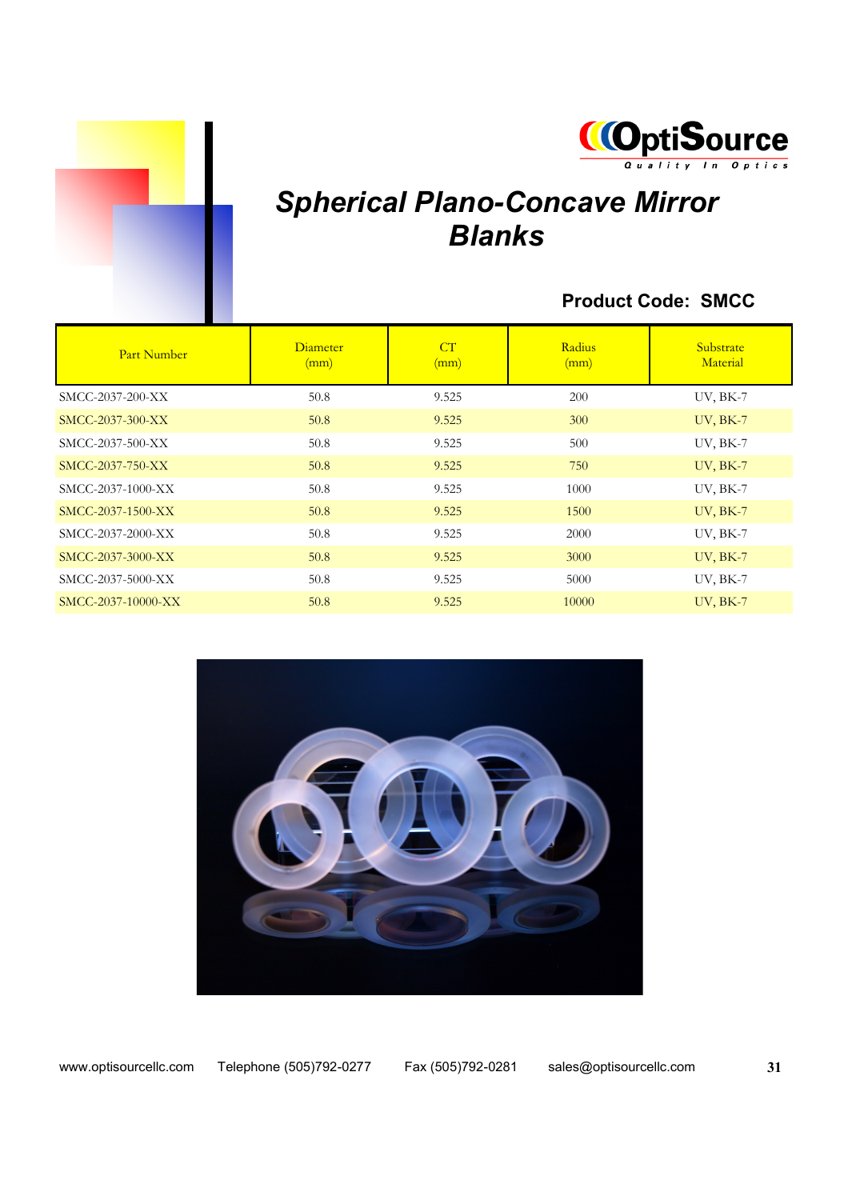OptiSource
Quality In Optics

# Spherical Plano-Concave Mirror Blanks

**Product Code: SMCC**

| Part Number | Diameter (mm) | CT (mm) | Radius (mm) | Substrate Material |
|---|---|---|---|---|
| SMCC-2037-200-XX | 50.8 | 9.525 | 200 | UV, BK-7 |
| SMCC-2037-300-XX | 50.8 | 9.525 | 300 | UV, BK-7 |
| SMCC-2037-500-XX | 50.8 | 9.525 | 500 | UV, BK-7 |
| SMCC-2037-750-XX | 50.8 | 9.525 | 750 | UV, BK-7 |
| SMCC-2037-1000-XX | 50.8 | 9.525 | 1000 | UV, BK-7 |
| SMCC-2037-1500-XX | 50.8 | 9.525 | 1500 | UV, BK-7 |
| SMCC-2037-2000-XX | 50.8 | 9.525 | 2000 | UV, BK-7 |
| SMCC-2037-3000-XX | 50.8 | 9.525 | 3000 | UV, BK-7 |
| SMCC-2037-5000-XX | 50.8 | 9.525 | 5000 | UV, BK-7 |
| SMCC-2037-10000-XX | 50.8 | 9.525 | 10000 | UV, BK-7 |

www.optisourcellc.com Telephone (505)792-0277 Fax (505)792-0281 sales@optisourcellc.com